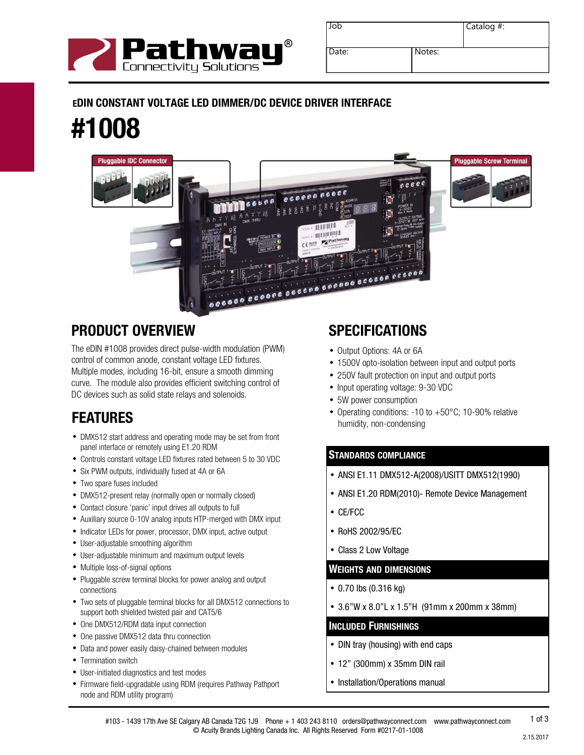| Job | | Catalog #: |
| --- | --- | --- |
| Date: | Notes: | |

## eDIN CONSTANT VOLTAGE LED DIMMER/DC DEVICE DRIVER INTERFACE

# #1008

Pluggable IDC Connector

Pluggable Screw Terminal

## PRODUCT OVERVIEW

The eDIN #1008 provides direct pulse-width modulation (PWM) control of common anode, constant voltage LED fixtures. Multiple modes, including 16-bit, ensure a smooth dimming curve. The module also provides efficient switching control of DC devices such as solid state relays and solenoids.

## FEATURES

- DMX512 start address and operating mode may be set from front panel interface or remotely using E1.20 RDM
- Controls constant voltage LED fixtures rated between 5 to 30 VDC
- Six PWM outputs, individually fused at 4A or 6A
- Two spare fuses included
- DMX512-present relay (normally open or normally closed)
- Contact closure 'panic' input drives all outputs to full
- Auxiliary source 0-10V analog inputs HTP-merged with DMX input
- Indicator LEDs for power, processor, DMX input, active output
- User-adjustable smoothing algorithm
- User-adjustable minimum and maximum output levels
- Multiple loss-of-signal options
- Pluggable screw terminal blocks for power analog and output connections
- Two sets of pluggable terminal blocks for all DMX512 connections to support both shielded twisted pair and CAT5/6
- One DMX512/RDM data input connection
- One passive DMX512 data thru connection
- Data and power easily daisy-chained between modules
- Termination switch
- User-initiated diagnostics and test modes
- Firmware field-upgradable using RDM (requires Pathway Pathport node and RDM utility program)

## SPECIFICATIONS

- Output Options: 4A or 6A
- 1500V opto-isolation between input and output ports
- 250V fault protection on input and output ports
- Input operating voltage: 9-30 VDC
- 5W power consumption
- Operating conditions: -10 to +50°C; 10-90% relative humidity, non-condensing

### STANDARDS COMPLIANCE

- ANSI E1.11 DMX512-A(2008)/USITT DMX512(1990)
- ANSI E1.20 RDM(2010)- Remote Device Management
- CE/FCC
- RoHS 2002/95/EC
- Class 2 Low Voltage

### WEIGHTS AND DIMENSIONS

- 0.70 lbs (0.316 kg)
- 3.6"W x 8.0"L x 1.5"H (91mm x 200mm x 38mm)

### INCLUDED FURNISHINGS

- DIN tray (housing) with end caps
- 12" (300mm) x 35mm DIN rail
- Installation/Operations manual

#103 - 1439 17th Ave SE Calgary AB Canada T2G 1J9 Phone + 1 403 243 8110 orders@pathwayconnect.com www.pathwayconnect.com
© Acuity Brands Lighting Canada Inc. All Rights Reserved Form #0217-01-1008

2.15.2017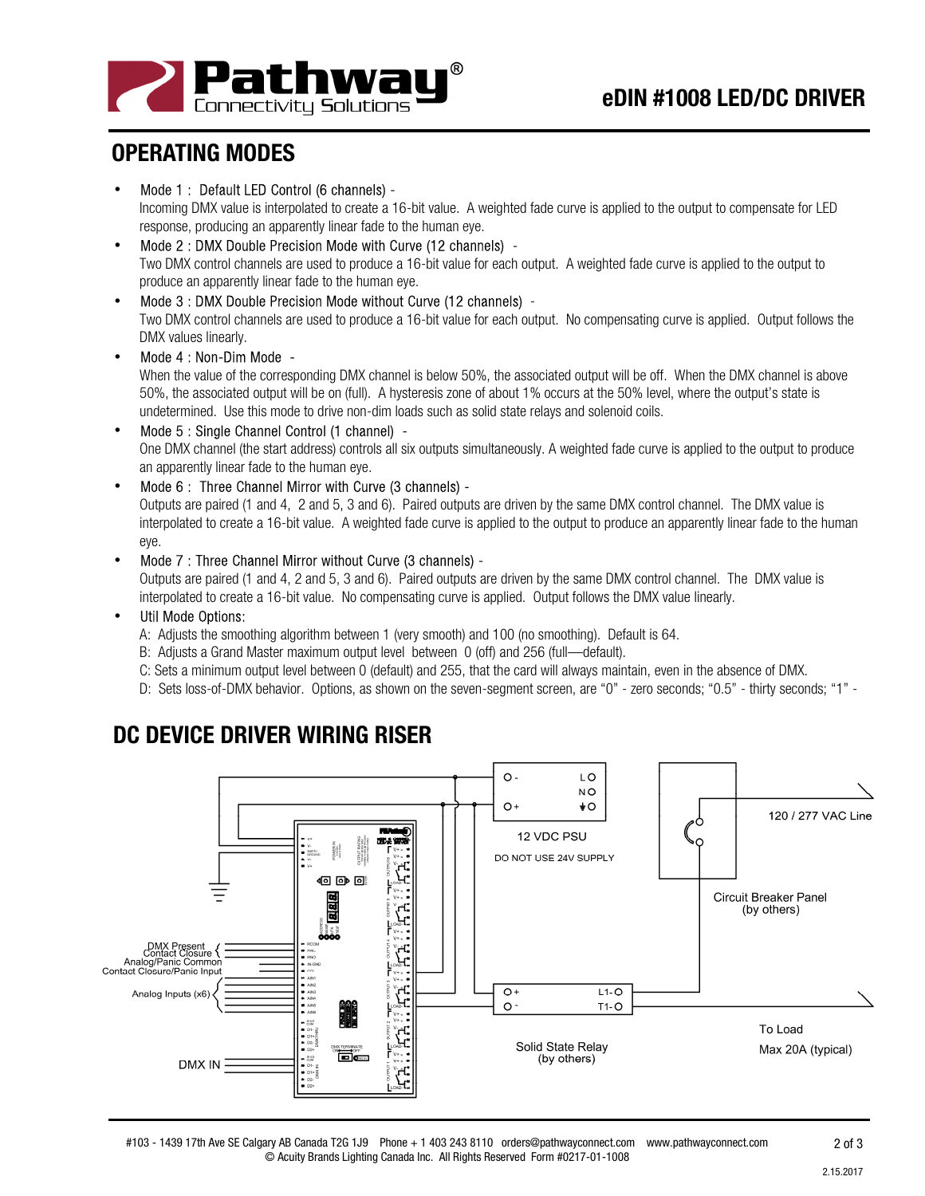## OPERATING MODES

- Mode 1 : Default LED Control (6 channels) -
  Incoming DMX value is interpolated to create a 16-bit value. A weighted fade curve is applied to the output to compensate for LED response, producing an apparently linear fade to the human eye.
- Mode 2 : DMX Double Precision Mode with Curve (12 channels) -
  Two DMX control channels are used to produce a 16-bit value for each output. A weighted fade curve is applied to the output to produce an apparently linear fade to the human eye.
- Mode 3 : DMX Double Precision Mode without Curve (12 channels) -
  Two DMX control channels are used to produce a 16-bit value for each output. No compensating curve is applied. Output follows the DMX values linearly.
- Mode 4 : Non-Dim Mode -
  When the value of the corresponding DMX channel is below 50%, the associated output will be off. When the DMX channel is above 50%, the associated output will be on (full). A hysteresis zone of about 1% occurs at the 50% level, where the output's state is undetermined. Use this mode to drive non-dim loads such as solid state relays and solenoid coils.
- Mode 5 : Single Channel Control (1 channel) -
  One DMX channel (the start address) controls all six outputs simultaneously. A weighted fade curve is applied to the output to produce an apparently linear fade to the human eye.
- Mode 6 : Three Channel Mirror with Curve (3 channels) -
  Outputs are paired (1 and 4, 2 and 5, 3 and 6). Paired outputs are driven by the same DMX control channel. The DMX value is interpolated to create a 16-bit value. A weighted fade curve is applied to the output to produce an apparently linear fade to the human eye.
- Mode 7 : Three Channel Mirror without Curve (3 channels) -
  Outputs are paired (1 and 4, 2 and 5, 3 and 6). Paired outputs are driven by the same DMX control channel. The DMX value is interpolated to create a 16-bit value. No compensating curve is applied. Output follows the DMX value linearly.
- Util Mode Options:
  A: Adjusts the smoothing algorithm between 1 (very smooth) and 100 (no smoothing). Default is 64.
  B: Adjusts a Grand Master maximum output level between 0 (off) and 256 (full—default).
  C: Sets a minimum output level between 0 (default) and 255, that the card will always maintain, even in the absence of DMX.
  D: Sets loss-of-DMX behavior. Options, as shown on the seven-segment screen, are "0" - zero seconds; "0.5" - thirty seconds; "1" -

## DC DEVICE DRIVER WIRING RISER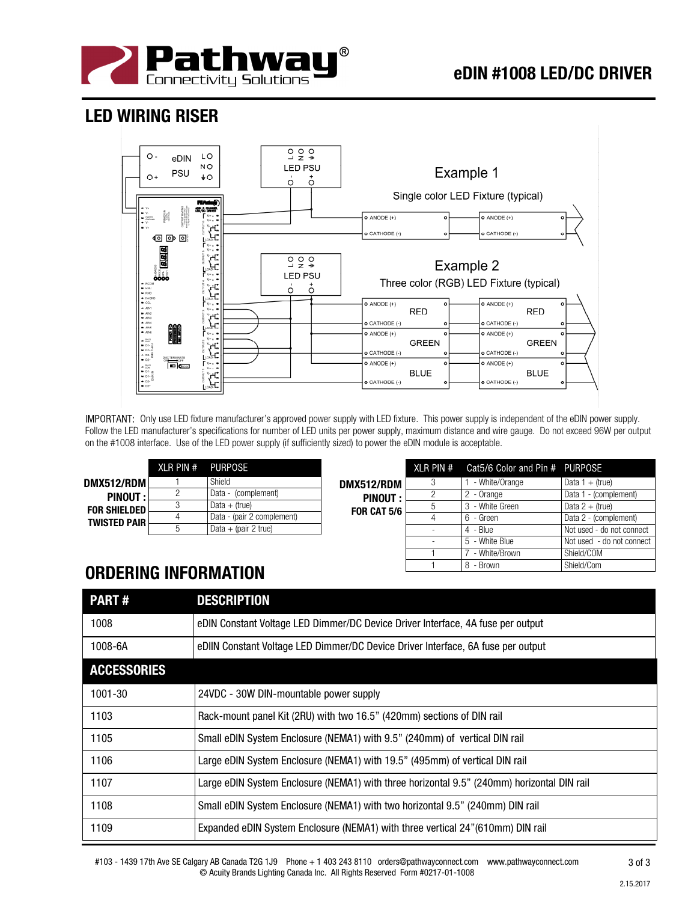# eDIN #1008 LED/DC DRIVER

## LED WIRING RISER

eDIN PSU

LED PSU

Example 1

Single color LED Fixture (typical)

ANODE (+)

CATHODE (-)

Example 2

Three color (RGB) LED Fixture (typical)

RED

GREEN

BLUE

IMPORTANT: Only use LED fixture manufacturer's approved power supply with LED fixture. This power supply is independent of the eDIN power supply. Follow the LED manufacturer's specifications for number of LED units per power supply, maximum distance and wire gauge. Do not exceed 96W per output on the #1008 interface. Use of the LED power supply (if sufficiently sized) to power the eDIN module is acceptable.

**DMX512/RDM PINOUT : FOR SHIELDED TWISTED PAIR**

| XLR PIN # | PURPOSE |
|---|---|
| 1 | Shield |
| 2 | Data - (complement) |
| 3 | Data + (true) |
| 4 | Data - (pair 2 complement) |
| 5 | Data + (pair 2 true) |

**DMX512/RDM PINOUT : FOR CAT 5/6**

| XLR PIN # | Cat5/6 Color and Pin # | PURPOSE |
|---|---|---|
| 3 | 1 - White/Orange | Data 1 + (true) |
| 2 | 2 - Orange | Data 1 - (complement) |
| 5 | 3 - White Green | Data 2 + (true) |
| 4 | 6 - Green | Data 2 - (complement) |
| - | 4 - Blue | Not used - do not connect |
| - | 5 - White Blue | Not used - do not connect |
| 1 | 7 - White/Brown | Shield/COM |
| 1 | 8 - Brown | Shield/Com |

## ORDERING INFORMATION

| PART # | DESCRIPTION |
|---|---|
| 1008 | eDIN Constant Voltage LED Dimmer/DC Device Driver Interface, 4A fuse per output |
| 1008-6A | eDIIN Constant Voltage LED Dimmer/DC Device Driver Interface, 6A fuse per output |
| **ACCESSORIES** | |
| 1001-30 | 24VDC - 30W DIN-mountable power supply |
| 1103 | Rack-mount panel Kit (2RU) with two 16.5" (420mm) sections of DIN rail |
| 1105 | Small eDIN System Enclosure (NEMA1) with 9.5" (240mm) of vertical DIN rail |
| 1106 | Large eDIN System Enclosure (NEMA1) with 19.5" (495mm) of vertical DIN rail |
| 1107 | Large eDIN System Enclosure (NEMA1) with three horizontal 9.5" (240mm) horizontal DIN rail |
| 1108 | Small eDIN System Enclosure (NEMA1) with two horizontal 9.5" (240mm) DIN rail |
| 1109 | Expanded eDIN System Enclosure (NEMA1) with three vertical 24"(610mm) DIN rail |

#103 - 1439 17th Ave SE Calgary AB Canada T2G 1J9 Phone + 1 403 243 8110 orders@pathwayconnect.com www.pathwayconnect.com
© Acuity Brands Lighting Canada Inc. All Rights Reserved Form #0217-01-1008

2.15.2017